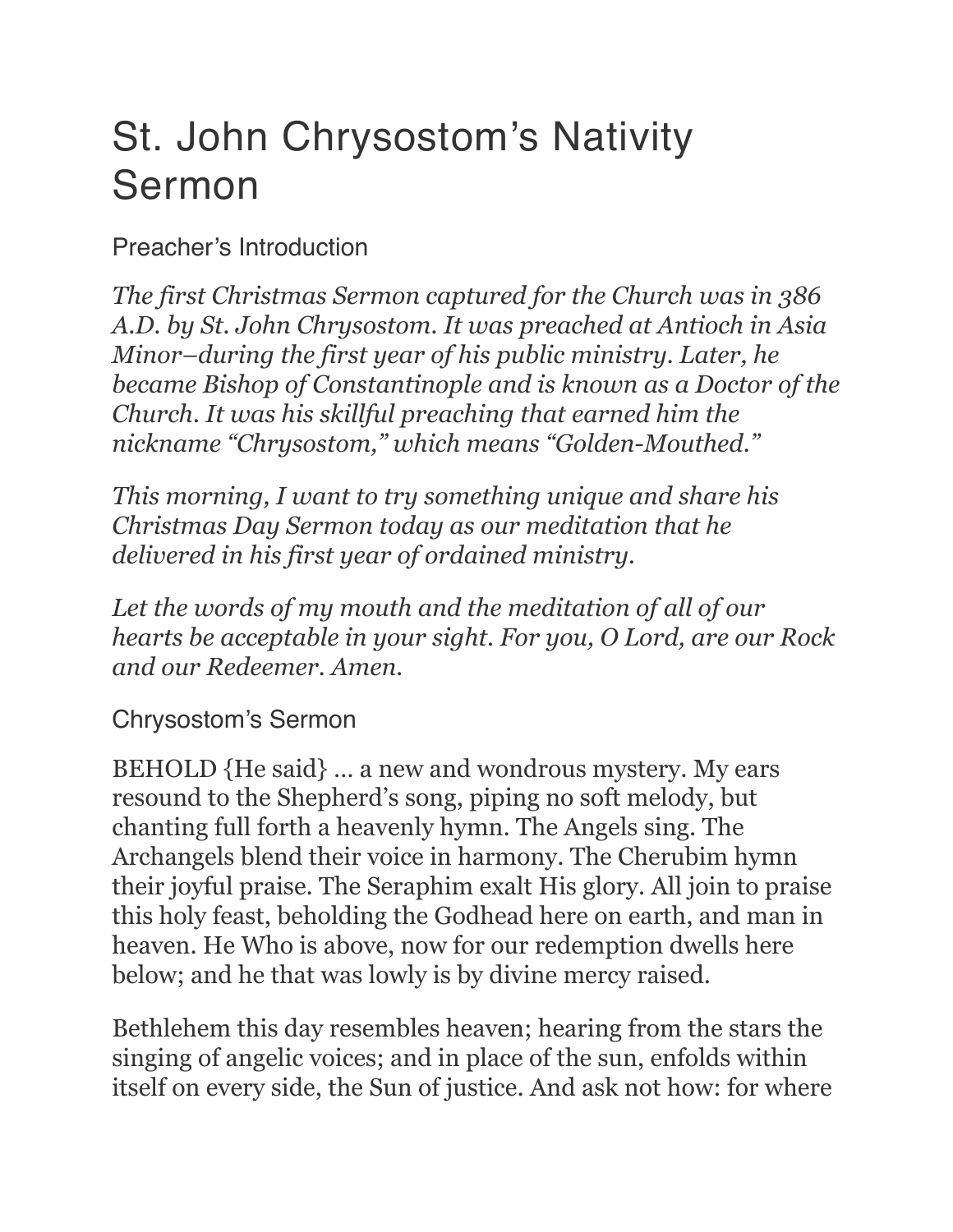# St. John Chrysostom's Nativity Sermon

## Preacher's Introduction

*The first Christmas Sermon captured for the Church was in 386 A.D. by St. John Chrysostom. It was preached at Antioch in Asia Minor–during the first year of his public ministry. Later, he became Bishop of Constantinople and is known as a Doctor of the Church. It was his skillful preaching that earned him the nickname "Chrysostom," which means "Golden-Mouthed."*

*This morning, I want to try something unique and share his Christmas Day Sermon today as our meditation that he delivered in his first year of ordained ministry.*

*Let the words of my mouth and the meditation of all of our hearts be acceptable in your sight. For you, O Lord, are our Rock and our Redeemer. Amen.*

## Chrysostom's Sermon

BEHOLD {He said} … a new and wondrous mystery. My ears resound to the Shepherd's song, piping no soft melody, but chanting full forth a heavenly hymn. The Angels sing. The Archangels blend their voice in harmony. The Cherubim hymn their joyful praise. The Seraphim exalt His glory. All join to praise this holy feast, beholding the Godhead here on earth, and man in heaven. He Who is above, now for our redemption dwells here below; and he that was lowly is by divine mercy raised.

Bethlehem this day resembles heaven; hearing from the stars the singing of angelic voices; and in place of the sun, enfolds within itself on every side, the Sun of justice. And ask not how: for where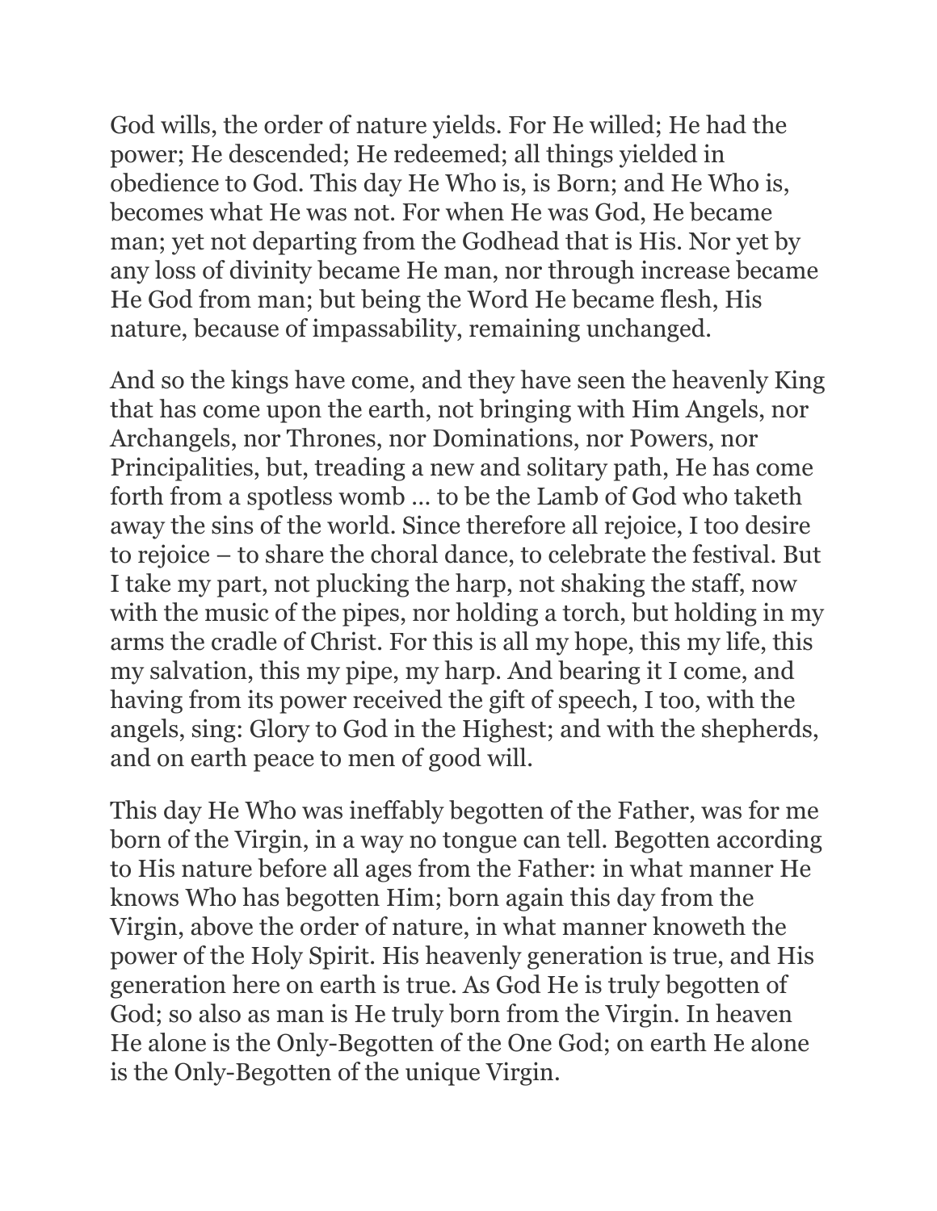God wills, the order of nature yields. For He willed; He had the power; He descended; He redeemed; all things yielded in obedience to God. This day He Who is, is Born; and He Who is, becomes what He was not. For when He was God, He became man; yet not departing from the Godhead that is His. Nor yet by any loss of divinity became He man, nor through increase became He God from man; but being the Word He became flesh, His nature, because of impassability, remaining unchanged.

And so the kings have come, and they have seen the heavenly King that has come upon the earth, not bringing with Him Angels, nor Archangels, nor Thrones, nor Dominations, nor Powers, nor Principalities, but, treading a new and solitary path, He has come forth from a spotless womb ... to be the Lamb of God who taketh away the sins of the world. Since therefore all rejoice, I too desire to rejoice – to share the choral dance, to celebrate the festival. But I take my part, not plucking the harp, not shaking the staff, now with the music of the pipes, nor holding a torch, but holding in my arms the cradle of Christ. For this is all my hope, this my life, this my salvation, this my pipe, my harp. And bearing it I come, and having from its power received the gift of speech, I too, with the angels, sing: Glory to God in the Highest; and with the shepherds, and on earth peace to men of good will.

This day He Who was ineffably begotten of the Father, was for me born of the Virgin, in a way no tongue can tell. Begotten according to His nature before all ages from the Father: in what manner He knows Who has begotten Him; born again this day from the Virgin, above the order of nature, in what manner knoweth the power of the Holy Spirit. His heavenly generation is true, and His generation here on earth is true. As God He is truly begotten of God; so also as man is He truly born from the Virgin. In heaven He alone is the Only-Begotten of the One God; on earth He alone is the Only-Begotten of the unique Virgin.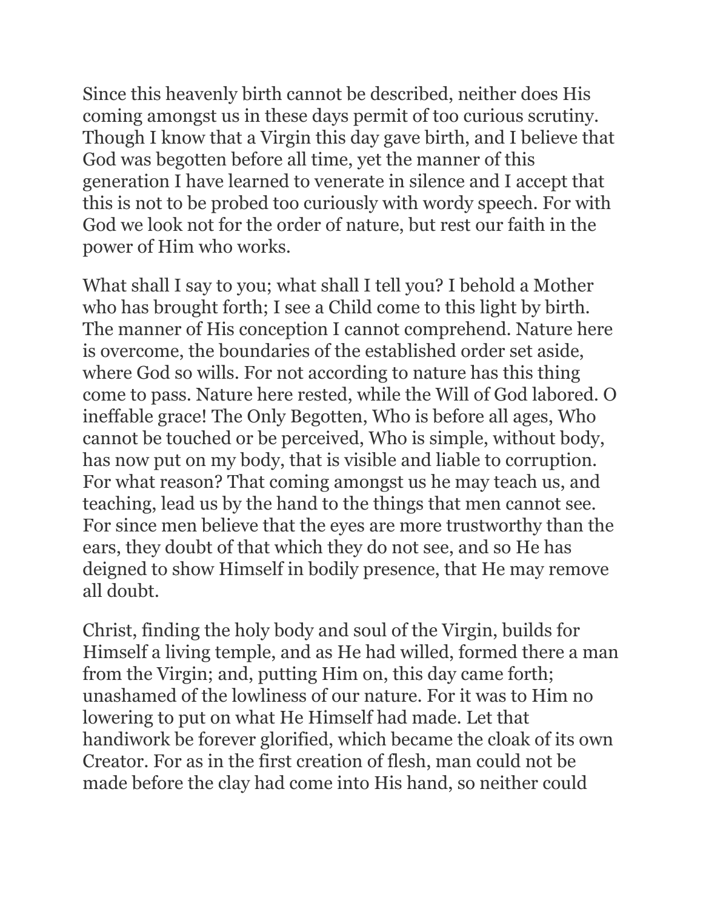Since this heavenly birth cannot be described, neither does His coming amongst us in these days permit of too curious scrutiny. Though I know that a Virgin this day gave birth, and I believe that God was begotten before all time, yet the manner of this generation I have learned to venerate in silence and I accept that this is not to be probed too curiously with wordy speech. For with God we look not for the order of nature, but rest our faith in the power of Him who works.

What shall I say to you; what shall I tell you? I behold a Mother who has brought forth; I see a Child come to this light by birth. The manner of His conception I cannot comprehend. Nature here is overcome, the boundaries of the established order set aside, where God so wills. For not according to nature has this thing come to pass. Nature here rested, while the Will of God labored. O ineffable grace! The Only Begotten, Who is before all ages, Who cannot be touched or be perceived, Who is simple, without body, has now put on my body, that is visible and liable to corruption. For what reason? That coming amongst us he may teach us, and teaching, lead us by the hand to the things that men cannot see. For since men believe that the eyes are more trustworthy than the ears, they doubt of that which they do not see, and so He has deigned to show Himself in bodily presence, that He may remove all doubt.

Christ, finding the holy body and soul of the Virgin, builds for Himself a living temple, and as He had willed, formed there a man from the Virgin; and, putting Him on, this day came forth; unashamed of the lowliness of our nature. For it was to Him no lowering to put on what He Himself had made. Let that handiwork be forever glorified, which became the cloak of its own Creator. For as in the first creation of flesh, man could not be made before the clay had come into His hand, so neither could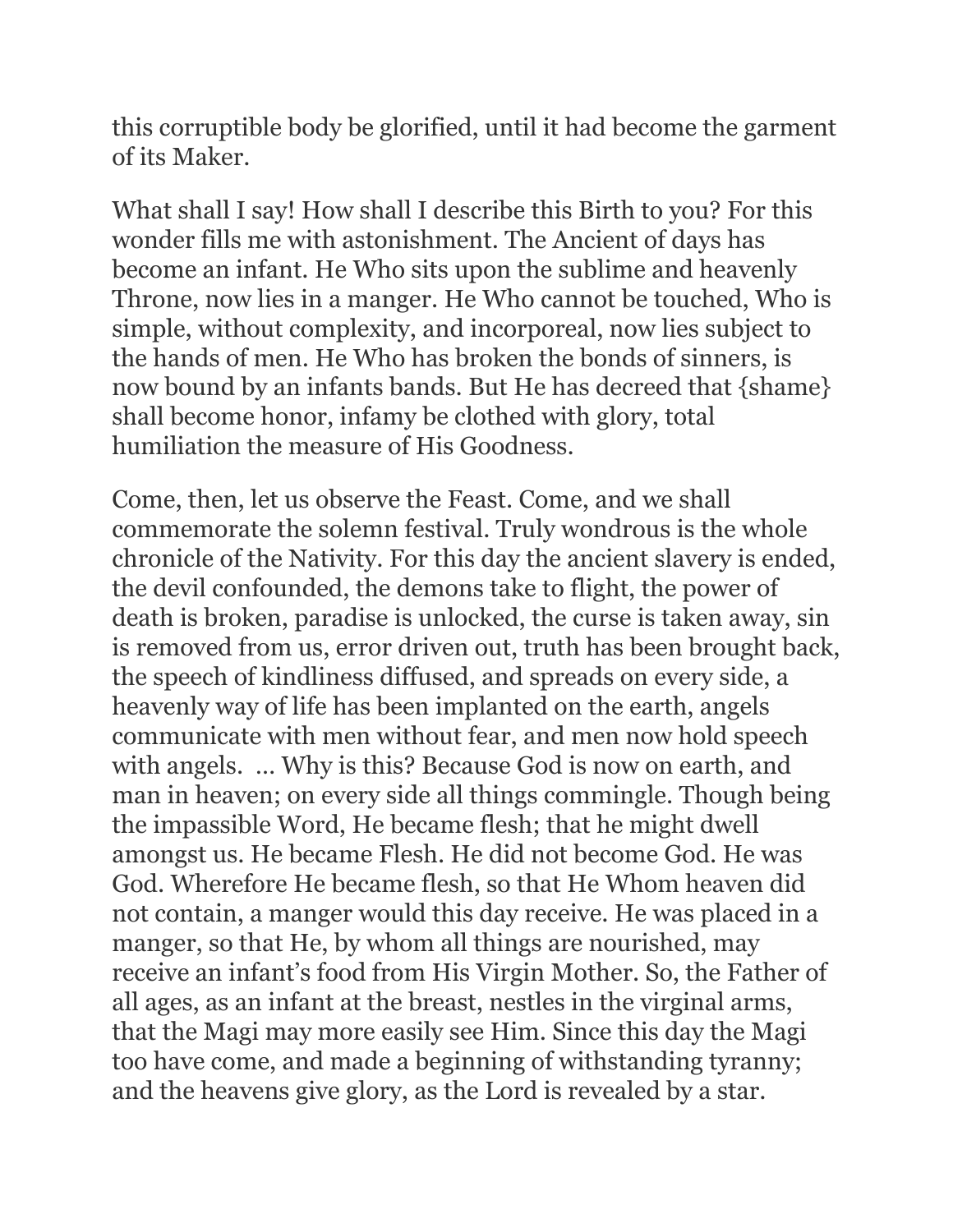this corruptible body be glorified, until it had become the garment of its Maker.

What shall I say! How shall I describe this Birth to you? For this wonder fills me with astonishment. The Ancient of days has become an infant. He Who sits upon the sublime and heavenly Throne, now lies in a manger. He Who cannot be touched, Who is simple, without complexity, and incorporeal, now lies subject to the hands of men. He Who has broken the bonds of sinners, is now bound by an infants bands. But He has decreed that {shame} shall become honor, infamy be clothed with glory, total humiliation the measure of His Goodness.

Come, then, let us observe the Feast. Come, and we shall commemorate the solemn festival. Truly wondrous is the whole chronicle of the Nativity. For this day the ancient slavery is ended, the devil confounded, the demons take to flight, the power of death is broken, paradise is unlocked, the curse is taken away, sin is removed from us, error driven out, truth has been brought back, the speech of kindliness diffused, and spreads on every side, a heavenly way of life has been implanted on the earth, angels communicate with men without fear, and men now hold speech with angels. … Why is this? Because God is now on earth, and man in heaven; on every side all things commingle. Though being the impassible Word, He became flesh; that he might dwell amongst us. He became Flesh. He did not become God. He was God. Wherefore He became flesh, so that He Whom heaven did not contain, a manger would this day receive. He was placed in a manger, so that He, by whom all things are nourished, may receive an infant's food from His Virgin Mother. So, the Father of all ages, as an infant at the breast, nestles in the virginal arms, that the Magi may more easily see Him. Since this day the Magi too have come, and made a beginning of withstanding tyranny; and the heavens give glory, as the Lord is revealed by a star.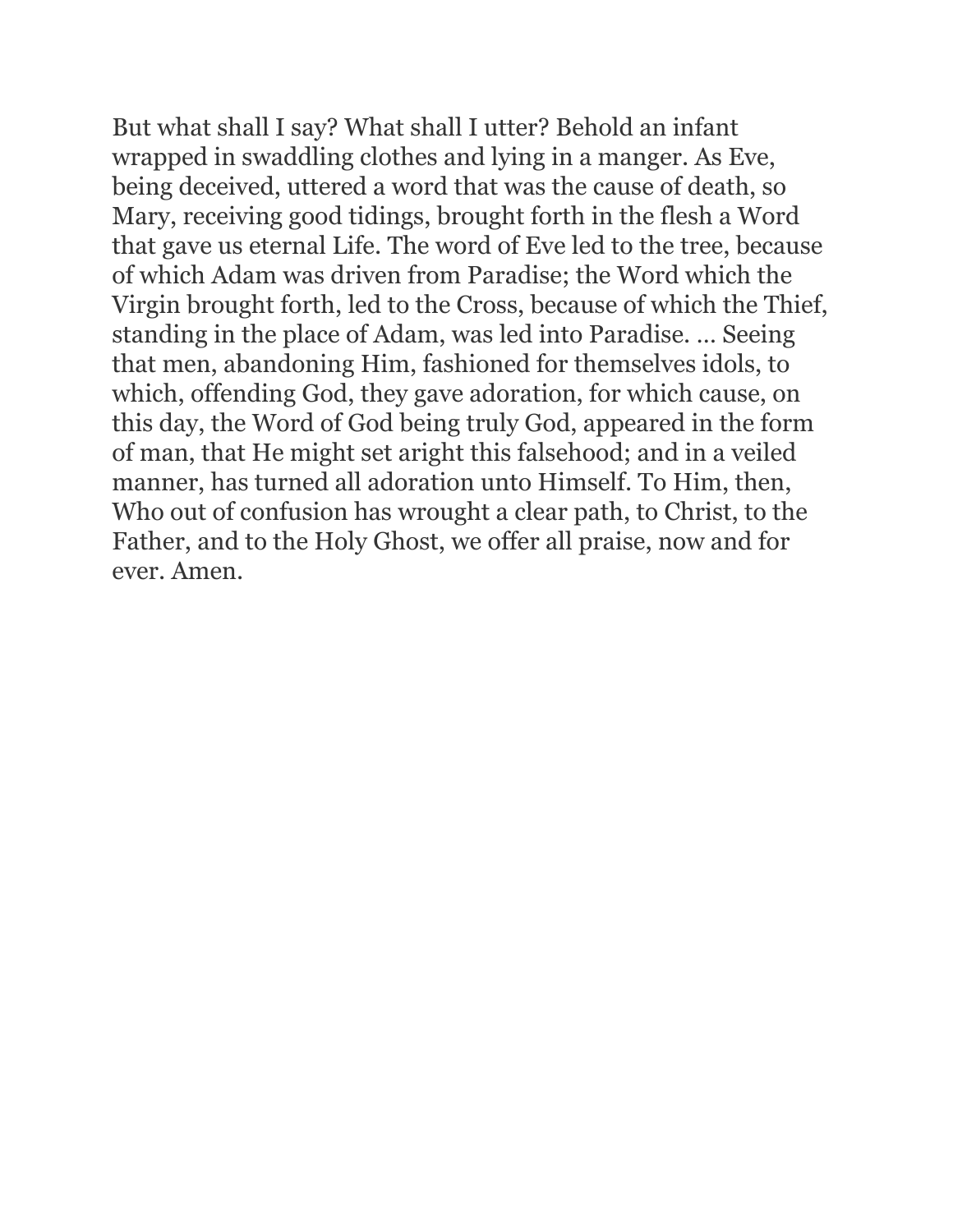But what shall I say? What shall I utter? Behold an infant wrapped in swaddling clothes and lying in a manger. As Eve, being deceived, uttered a word that was the cause of death, so Mary, receiving good tidings, brought forth in the flesh a Word that gave us eternal Life. The word of Eve led to the tree, because of which Adam was driven from Paradise; the Word which the Virgin brought forth, led to the Cross, because of which the Thief, standing in the place of Adam, was led into Paradise. … Seeing that men, abandoning Him, fashioned for themselves idols, to which, offending God, they gave adoration, for which cause, on this day, the Word of God being truly God, appeared in the form of man, that He might set aright this falsehood; and in a veiled manner, has turned all adoration unto Himself. To Him, then, Who out of confusion has wrought a clear path, to Christ, to the Father, and to the Holy Ghost, we offer all praise, now and for ever. Amen.